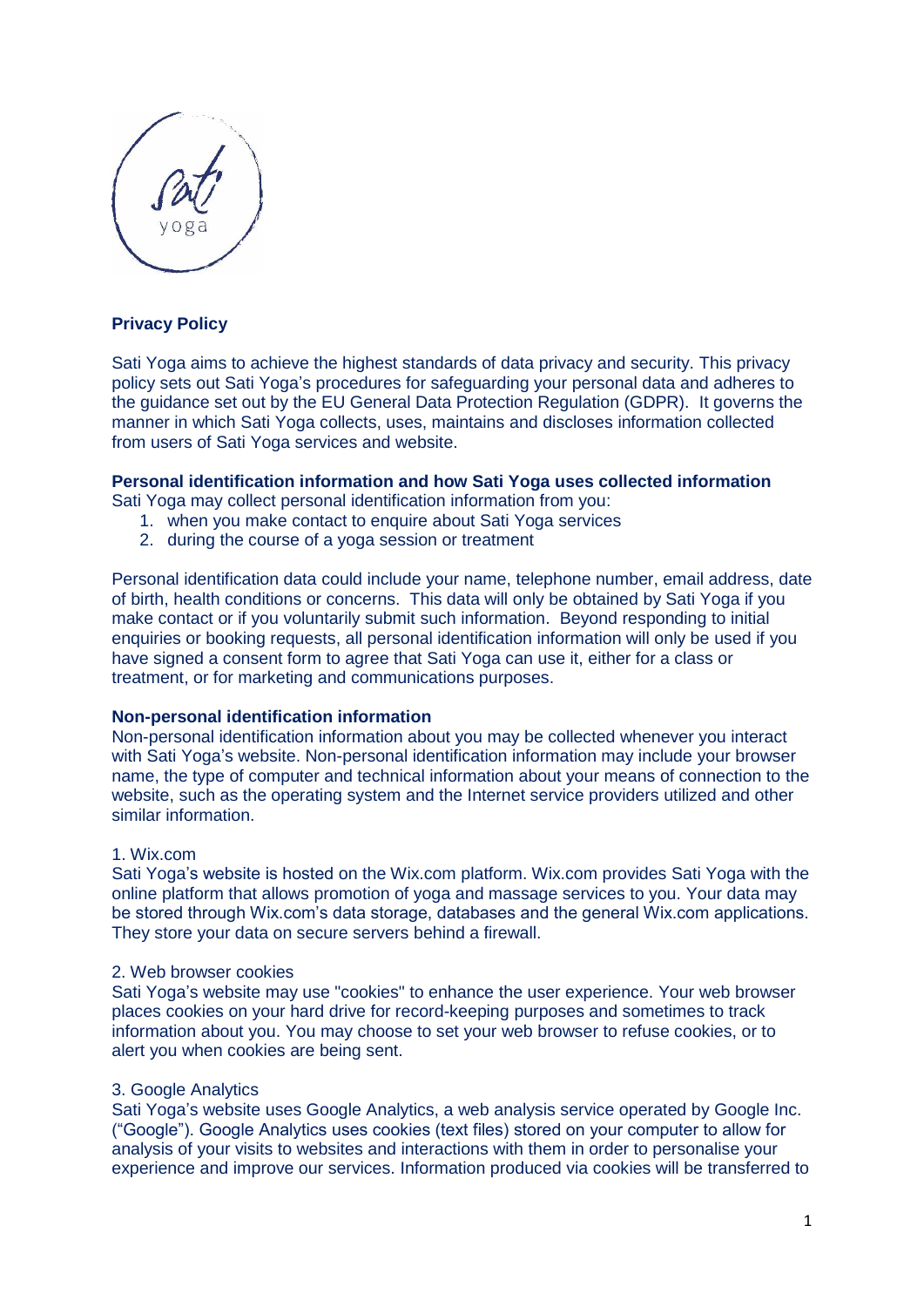## Privacy Policy

Sati Yoga aims to achieve the highest standards of data privacy and security. This privacy policy sets out Sati Yoga's procedures for safeguarding your personal data and adheres to the guidance set out by the EU General Data Protection Regulation (GDPR). It governs the manner in which Sati Yoga collects, uses, maintains and discloses information collected from users of Sati Yoga services and website.

**Personal identification information and how Sati Yoga uses collected information**

Sati Yoga may collect personal identification information from you:

1. when you make contact to enquire about Sati Yoga services
2. during the course of a yoga session or treatment

Personal identification data could include your name, telephone number, email address, date of birth, health conditions or concerns. This data will only be obtained by Sati Yoga if you make contact or if you voluntarily submit such information. Beyond responding to initial enquiries or booking requests, all personal identification information will only be used if you have signed a consent form to agree that Sati Yoga can use it, either for a class or treatment, or for marketing and communications purposes.

**Non-personal identification information**

Non-personal identification information about you may be collected whenever you interact with Sati Yoga's website. Non-personal identification information may include your browser name, the type of computer and technical information about your means of connection to the website, such as the operating system and the Internet service providers utilized and other similar information.

1. Wix.com

Sati Yoga's website is hosted on the Wix.com platform. Wix.com provides Sati Yoga with the online platform that allows promotion of yoga and massage services to you. Your data may be stored through Wix.com's data storage, databases and the general Wix.com applications. They store your data on secure servers behind a firewall.

2. Web browser cookies

Sati Yoga's website may use "cookies" to enhance the user experience. Your web browser places cookies on your hard drive for record-keeping purposes and sometimes to track information about you. You may choose to set your web browser to refuse cookies, or to alert you when cookies are being sent.

3. Google Analytics

Sati Yoga's website uses Google Analytics, a web analysis service operated by Google Inc. ("Google"). Google Analytics uses cookies (text files) stored on your computer to allow for analysis of your visits to websites and interactions with them in order to personalise your experience and improve our services. Information produced via cookies will be transferred to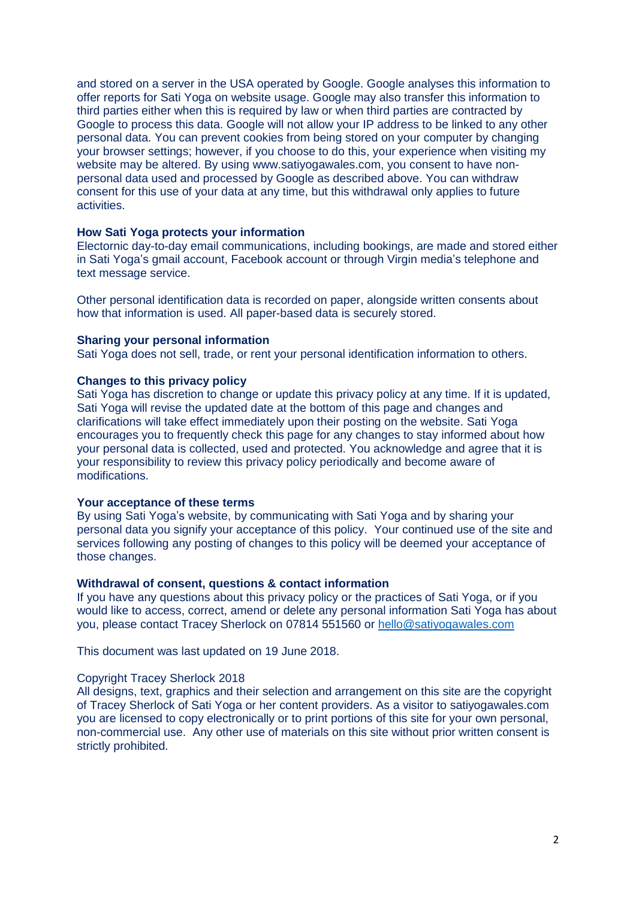and stored on a server in the USA operated by Google. Google analyses this information to offer reports for Sati Yoga on website usage. Google may also transfer this information to third parties either when this is required by law or when third parties are contracted by Google to process this data. Google will not allow your IP address to be linked to any other personal data. You can prevent cookies from being stored on your computer by changing your browser settings; however, if you choose to do this, your experience when visiting my website may be altered. By using www.satiyogawales.com, you consent to have non-personal data used and processed by Google as described above. You can withdraw consent for this use of your data at any time, but this withdrawal only applies to future activities.

**How Sati Yoga protects your information**

Electornic day-to-day email communications, including bookings, are made and stored either in Sati Yoga's gmail account, Facebook account or through Virgin media's telephone and text message service.

Other personal identification data is recorded on paper, alongside written consents about how that information is used. All paper-based data is securely stored.

**Sharing your personal information**

Sati Yoga does not sell, trade, or rent your personal identification information to others.

**Changes to this privacy policy**

Sati Yoga has discretion to change or update this privacy policy at any time. If it is updated, Sati Yoga will revise the updated date at the bottom of this page and changes and clarifications will take effect immediately upon their posting on the website. Sati Yoga encourages you to frequently check this page for any changes to stay informed about how your personal data is collected, used and protected. You acknowledge and agree that it is your responsibility to review this privacy policy periodically and become aware of modifications.

**Your acceptance of these terms**

By using Sati Yoga's website, by communicating with Sati Yoga and by sharing your personal data you signify your acceptance of this policy. Your continued use of the site and services following any posting of changes to this policy will be deemed your acceptance of those changes.

**Withdrawal of consent, questions & contact information**

If you have any questions about this privacy policy or the practices of Sati Yoga, or if you would like to access, correct, amend or delete any personal information Sati Yoga has about you, please contact Tracey Sherlock on 07814 551560 or [hello@satiyogawales.com](mailto:hello@satiyogawales.com)

This document was last updated on 19 June 2018.

Copyright Tracey Sherlock 2018

All designs, text, graphics and their selection and arrangement on this site are the copyright of Tracey Sherlock of Sati Yoga or her content providers. As a visitor to satiyogawales.com you are licensed to copy electronically or to print portions of this site for your own personal, non-commercial use. Any other use of materials on this site without prior written consent is strictly prohibited.